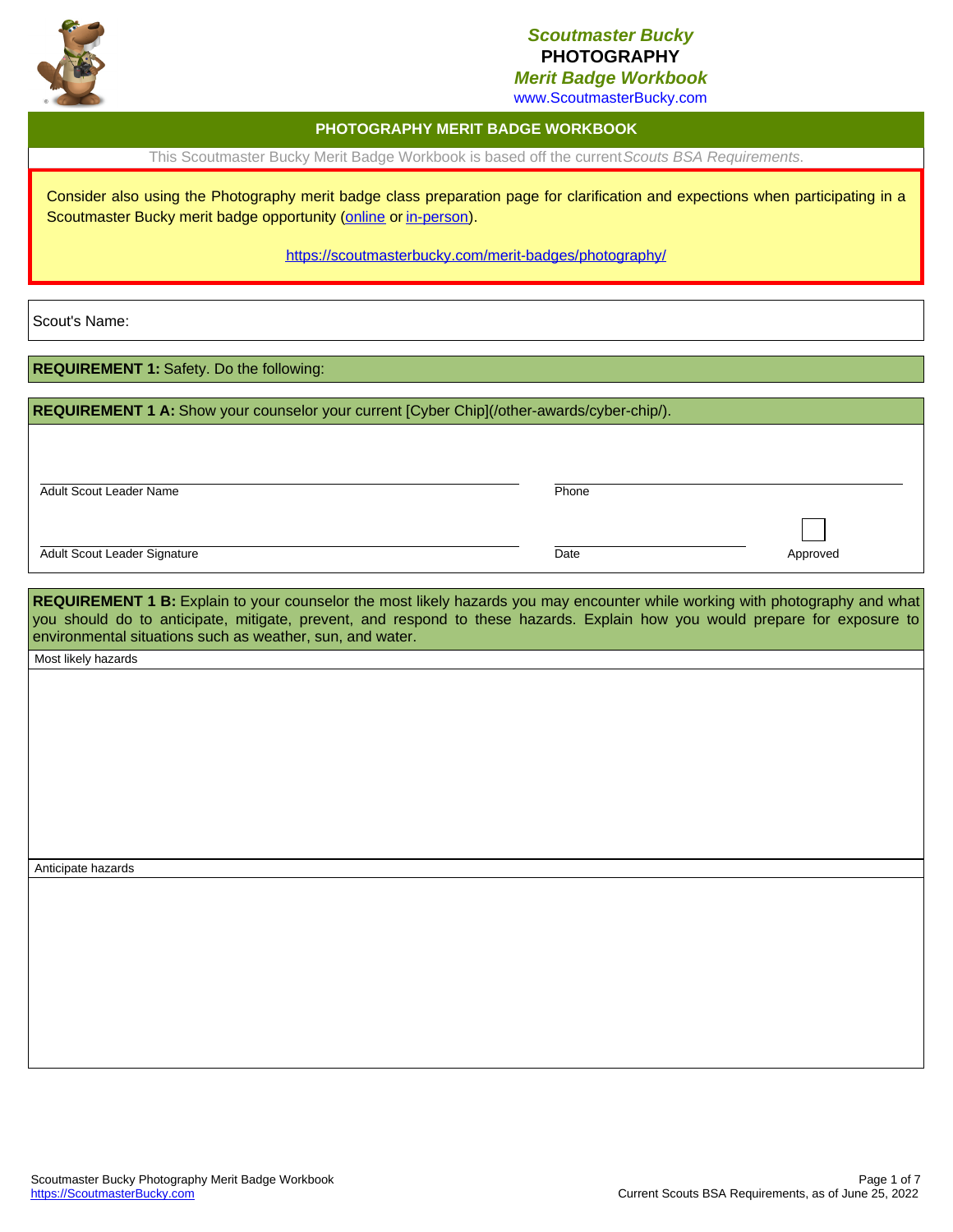**Scoutmaster Bucky**
**PHOTOGRAPHY**
**Merit Badge Workbook**
www.ScoutmasterBucky.com

# PHOTOGRAPHY MERIT BADGE WORKBOOK

This Scoutmaster Bucky Merit Badge Workbook is based off the current *Scouts BSA Requirements.*

Consider also using the Photography merit badge class preparation page for clarification and expections when participating in a Scoutmaster Bucky merit badge opportunity (online or in-person).

https://scoutmasterbucky.com/merit-badges/photography/

Scout's Name:

**REQUIREMENT 1:** Safety. Do the following:

**REQUIREMENT 1 A:** Show your counselor your current [Cyber Chip](/other-awards/cyber-chip/).

| | |
|---|---|
| Adult Scout Leader Name | Phone |
| Adult Scout Leader Signature | Date ☐ Approved |

**REQUIREMENT 1 B:** Explain to your counselor the most likely hazards you may encounter while working with photography and what you should do to anticipate, mitigate, prevent, and respond to these hazards. Explain how you would prepare for exposure to environmental situations such as weather, sun, and water.

Most likely hazards

Anticipate hazards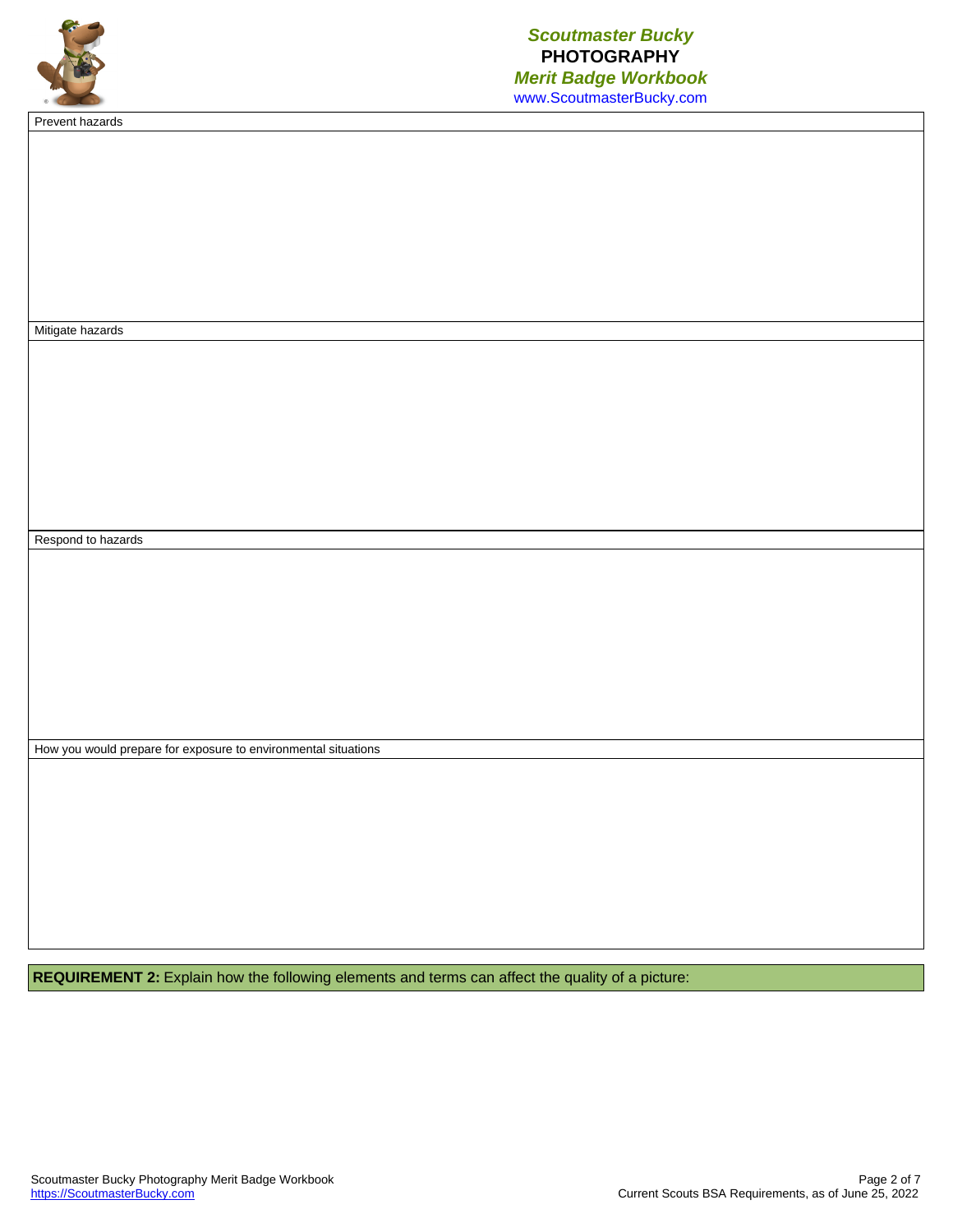Prevent hazards

Mitigate hazards

Respond to hazards

How you would prepare for exposure to environmental situations

**REQUIREMENT 2:** Explain how the following elements and terms can affect the quality of a picture: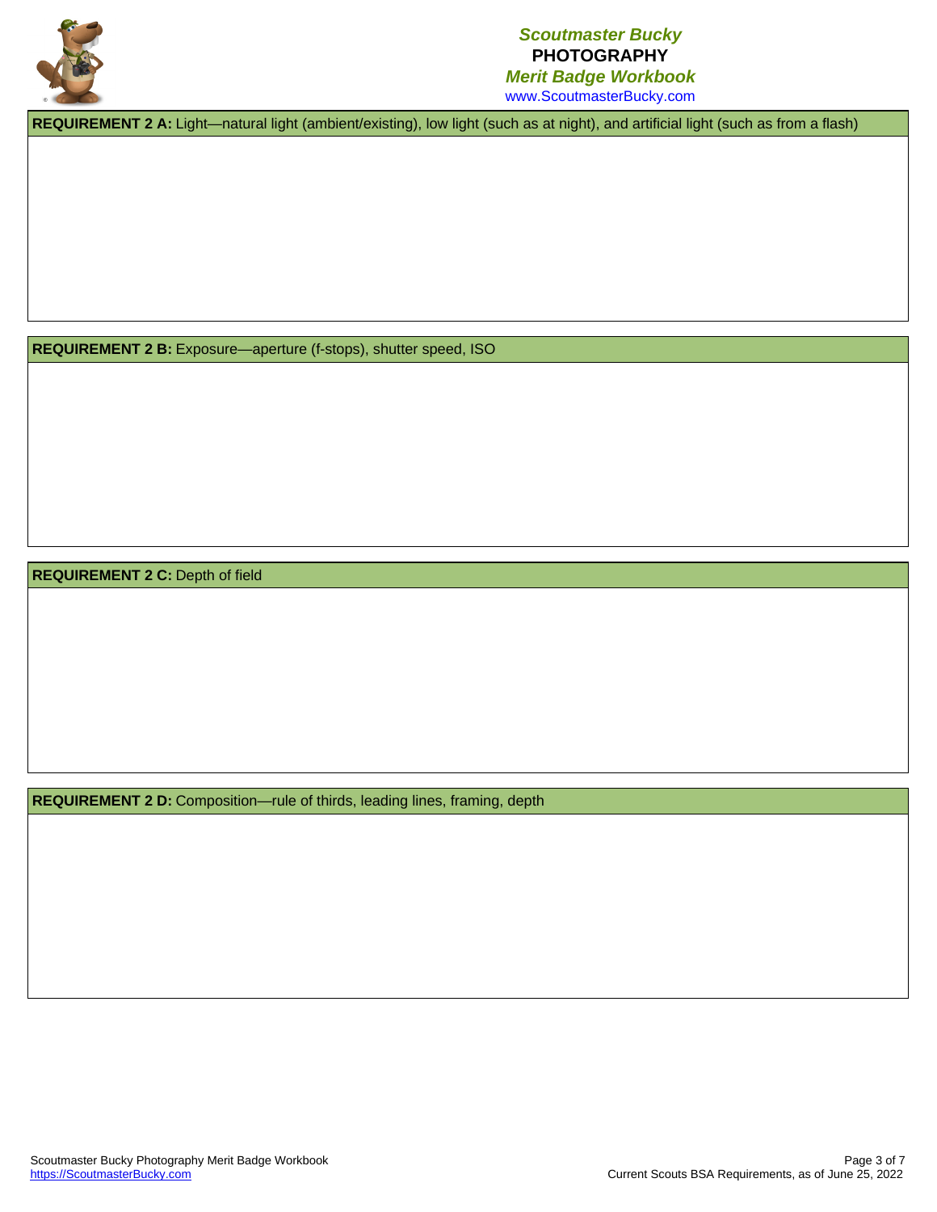**REQUIREMENT 2 A:** Light—natural light (ambient/existing), low light (such as at night), and artificial light (such as from a flash)

**REQUIREMENT 2 B:** Exposure—aperture (f-stops), shutter speed, ISO

**REQUIREMENT 2 C:** Depth of field

**REQUIREMENT 2 D:** Composition—rule of thirds, leading lines, framing, depth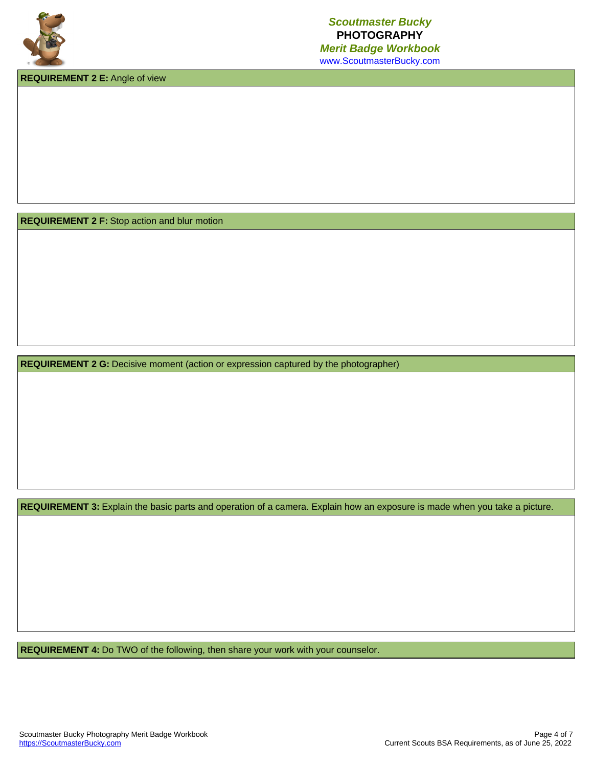**REQUIREMENT 2 E:** Angle of view

**REQUIREMENT 2 F:** Stop action and blur motion

**REQUIREMENT 2 G:** Decisive moment (action or expression captured by the photographer)

**REQUIREMENT 3:** Explain the basic parts and operation of a camera. Explain how an exposure is made when you take a picture.

**REQUIREMENT 4:** Do TWO of the following, then share your work with your counselor.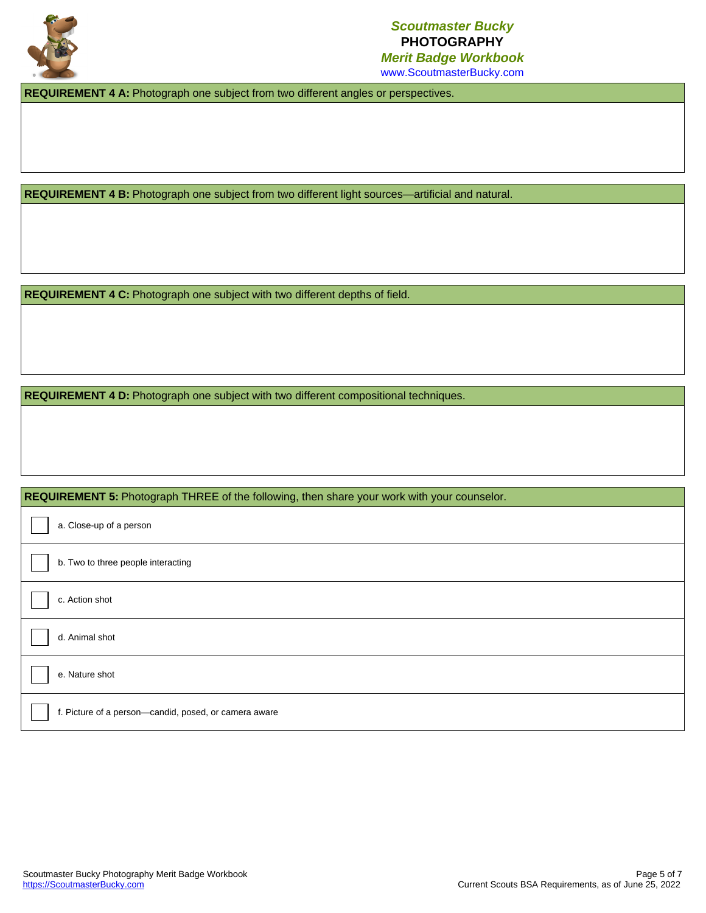**REQUIREMENT 4 A:** Photograph one subject from two different angles or perspectives.

**REQUIREMENT 4 B:** Photograph one subject from two different light sources—artificial and natural.

**REQUIREMENT 4 C:** Photograph one subject with two different depths of field.

**REQUIREMENT 4 D:** Photograph one subject with two different compositional techniques.

**REQUIREMENT 5:** Photograph THREE of the following, then share your work with your counselor.

- [ ] a. Close-up of a person
- [ ] b. Two to three people interacting
- [ ] c. Action shot
- [ ] d. Animal shot
- [ ] e. Nature shot
- [ ] f. Picture of a person—candid, posed, or camera aware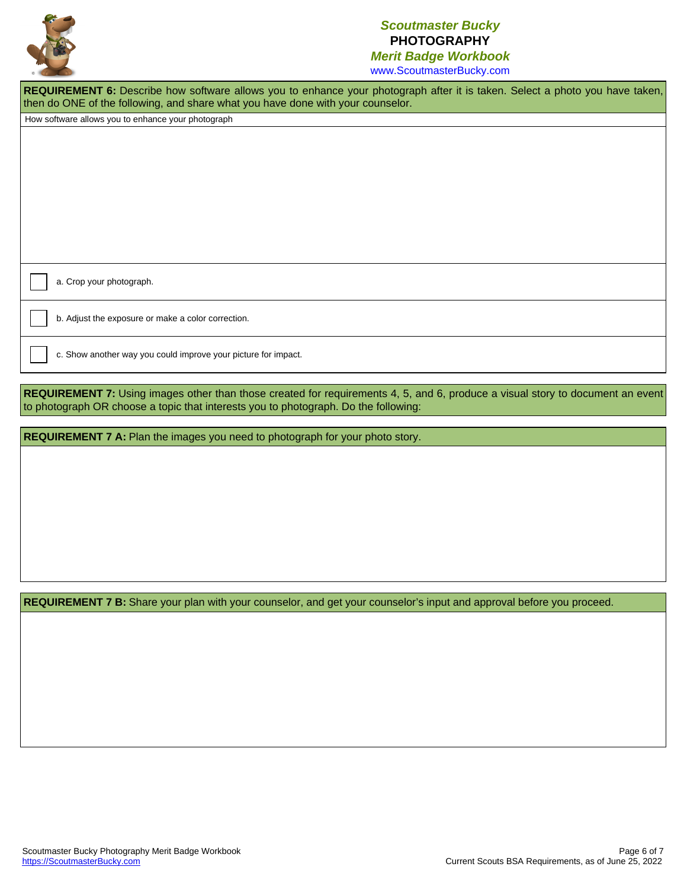**REQUIREMENT 6:** Describe how software allows you to enhance your photograph after it is taken. Select a photo you have taken, then do ONE of the following, and share what you have done with your counselor.

How software allows you to enhance your photograph

- [ ] a. Crop your photograph.
- [ ] b. Adjust the exposure or make a color correction.
- [ ] c. Show another way you could improve your picture for impact.

**REQUIREMENT 7:** Using images other than those created for requirements 4, 5, and 6, produce a visual story to document an event to photograph OR choose a topic that interests you to photograph. Do the following:

**REQUIREMENT 7 A:** Plan the images you need to photograph for your photo story.

**REQUIREMENT 7 B:** Share your plan with your counselor, and get your counselor's input and approval before you proceed.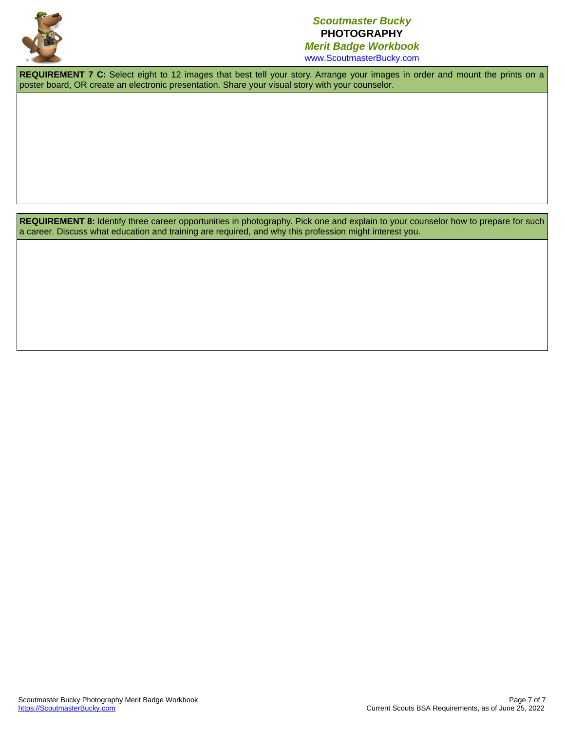**REQUIREMENT 7 C:** Select eight to 12 images that best tell your story. Arrange your images in order and mount the prints on a poster board, OR create an electronic presentation. Share your visual story with your counselor.

**REQUIREMENT 8:** Identify three career opportunities in photography. Pick one and explain to your counselor how to prepare for such a career. Discuss what education and training are required, and why this profession might interest you.